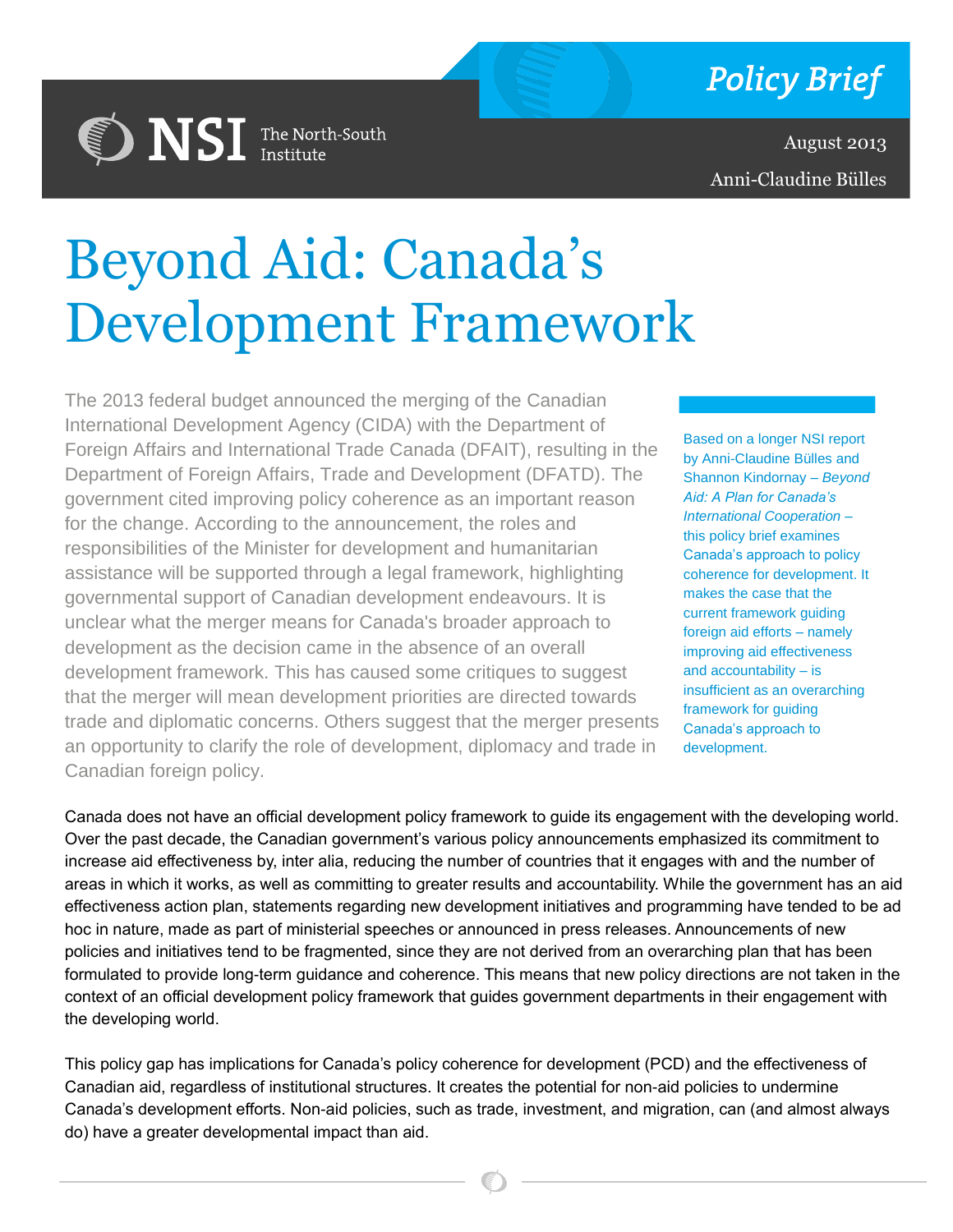Policy Brief

August 2013

Anni-Claudine Bülles

NSI The North-South Institute

# Beyond Aid: Canada's Development Framework

The 2013 federal budget announced the merging of the Canadian International Development Agency (CIDA) with the Department of Foreign Affairs and International Trade Canada (DFAIT), resulting in the Department of Foreign Affairs, Trade and Development (DFATD). The government cited improving policy coherence as an important reason for the change. According to the announcement, the roles and responsibilities of the Minister for development and humanitarian assistance will be supported through a legal framework, highlighting governmental support of Canadian development endeavours. It is unclear what the merger means for Canada's broader approach to development as the decision came in the absence of an overall development framework. This has caused some critiques to suggest that the merger will mean development priorities are directed towards trade and diplomatic concerns. Others suggest that the merger presents an opportunity to clarify the role of development, diplomacy and trade in Canadian foreign policy.

Based on a longer NSI report by Anni-Claudine Bülles and Shannon Kindornay – *Beyond Aid: A Plan for Canada's International Cooperation* – this policy brief examines Canada's approach to policy coherence for development. It makes the case that the current framework guiding foreign aid efforts – namely improving aid effectiveness and accountability – is insufficient as an overarching framework for guiding Canada's approach to development.

Canada does not have an official development policy framework to guide its engagement with the developing world. Over the past decade, the Canadian government's various policy announcements emphasized its commitment to increase aid effectiveness by, inter alia, reducing the number of countries that it engages with and the number of areas in which it works, as well as committing to greater results and accountability. While the government has an aid effectiveness action plan, statements regarding new development initiatives and programming have tended to be ad hoc in nature, made as part of ministerial speeches or announced in press releases. Announcements of new policies and initiatives tend to be fragmented, since they are not derived from an overarching plan that has been formulated to provide long-term guidance and coherence. This means that new policy directions are not taken in the context of an official development policy framework that guides government departments in their engagement with the developing world.

This policy gap has implications for Canada's policy coherence for development (PCD) and the effectiveness of Canadian aid, regardless of institutional structures. It creates the potential for non-aid policies to undermine Canada's development efforts. Non-aid policies, such as trade, investment, and migration, can (and almost always do) have a greater developmental impact than aid.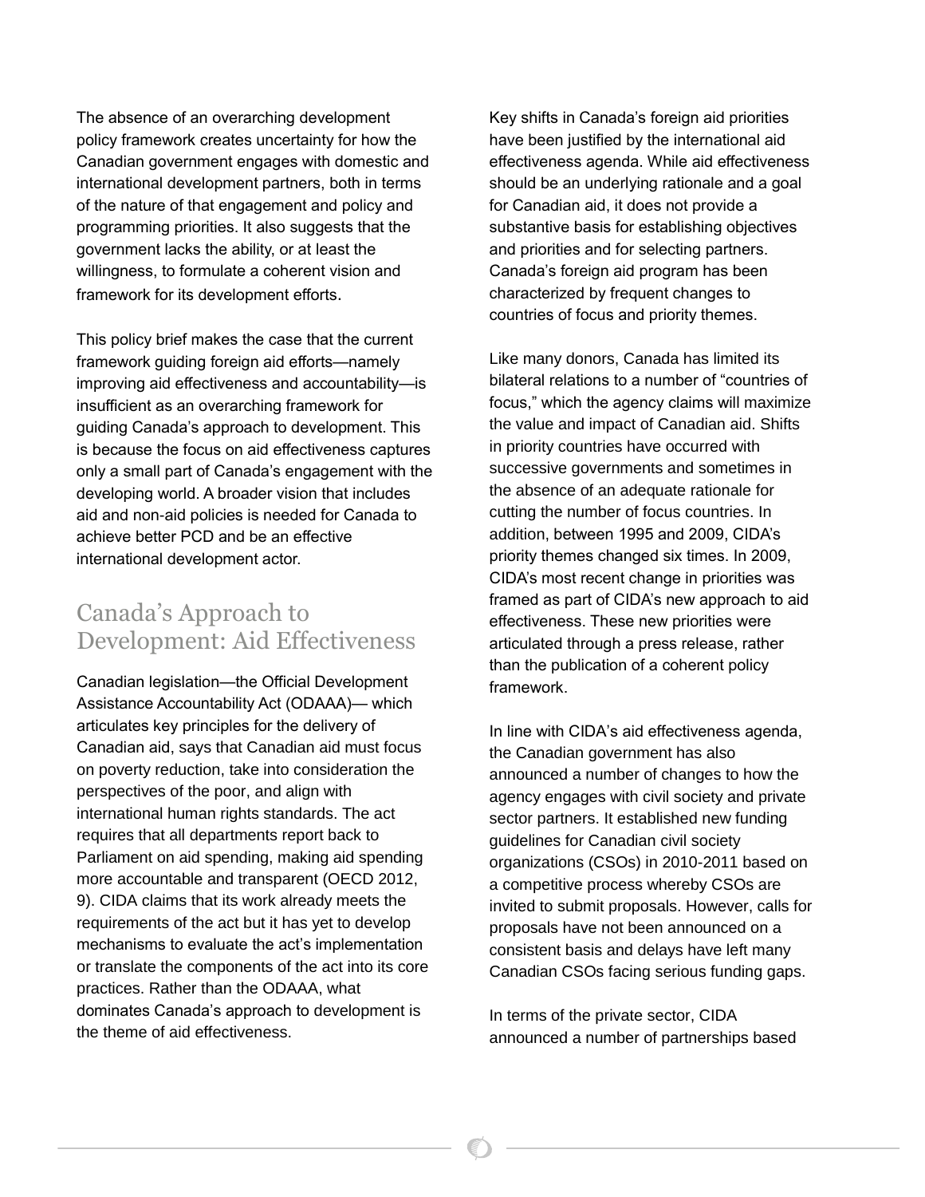The absence of an overarching development policy framework creates uncertainty for how the Canadian government engages with domestic and international development partners, both in terms of the nature of that engagement and policy and programming priorities. It also suggests that the government lacks the ability, or at least the willingness, to formulate a coherent vision and framework for its development efforts.

This policy brief makes the case that the current framework guiding foreign aid efforts—namely improving aid effectiveness and accountability—is insufficient as an overarching framework for guiding Canada's approach to development. This is because the focus on aid effectiveness captures only a small part of Canada's engagement with the developing world. A broader vision that includes aid and non-aid policies is needed for Canada to achieve better PCD and be an effective international development actor.

## Canada's Approach to Development: Aid Effectiveness

Canadian legislation—the Official Development Assistance Accountability Act (ODAAA)— which articulates key principles for the delivery of Canadian aid, says that Canadian aid must focus on poverty reduction, take into consideration the perspectives of the poor, and align with international human rights standards. The act requires that all departments report back to Parliament on aid spending, making aid spending more accountable and transparent (OECD 2012, 9). CIDA claims that its work already meets the requirements of the act but it has yet to develop mechanisms to evaluate the act's implementation or translate the components of the act into its core practices. Rather than the ODAAA, what dominates Canada's approach to development is the theme of aid effectiveness.

Key shifts in Canada's foreign aid priorities have been justified by the international aid effectiveness agenda. While aid effectiveness should be an underlying rationale and a goal for Canadian aid, it does not provide a substantive basis for establishing objectives and priorities and for selecting partners. Canada's foreign aid program has been characterized by frequent changes to countries of focus and priority themes.

Like many donors, Canada has limited its bilateral relations to a number of "countries of focus," which the agency claims will maximize the value and impact of Canadian aid. Shifts in priority countries have occurred with successive governments and sometimes in the absence of an adequate rationale for cutting the number of focus countries. In addition, between 1995 and 2009, CIDA's priority themes changed six times. In 2009, CIDA's most recent change in priorities was framed as part of CIDA's new approach to aid effectiveness. These new priorities were articulated through a press release, rather than the publication of a coherent policy framework.

In line with CIDA's aid effectiveness agenda, the Canadian government has also announced a number of changes to how the agency engages with civil society and private sector partners. It established new funding guidelines for Canadian civil society organizations (CSOs) in 2010-2011 based on a competitive process whereby CSOs are invited to submit proposals. However, calls for proposals have not been announced on a consistent basis and delays have left many Canadian CSOs facing serious funding gaps.

In terms of the private sector, CIDA announced a number of partnerships based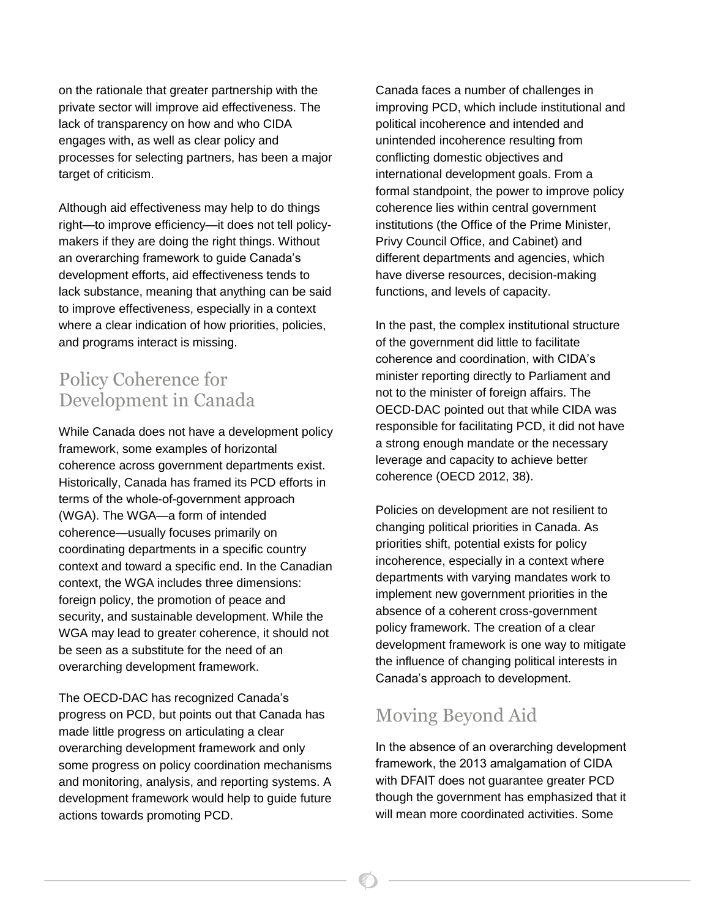on the rationale that greater partnership with the private sector will improve aid effectiveness. The lack of transparency on how and who CIDA engages with, as well as clear policy and processes for selecting partners, has been a major target of criticism.

Although aid effectiveness may help to do things right—to improve efficiency—it does not tell policy-makers if they are doing the right things. Without an overarching framework to guide Canada's development efforts, aid effectiveness tends to lack substance, meaning that anything can be said to improve effectiveness, especially in a context where a clear indication of how priorities, policies, and programs interact is missing.

## Policy Coherence for Development in Canada

While Canada does not have a development policy framework, some examples of horizontal coherence across government departments exist. Historically, Canada has framed its PCD efforts in terms of the whole-of-government approach (WGA). The WGA—a form of intended coherence—usually focuses primarily on coordinating departments in a specific country context and toward a specific end. In the Canadian context, the WGA includes three dimensions: foreign policy, the promotion of peace and security, and sustainable development. While the WGA may lead to greater coherence, it should not be seen as a substitute for the need of an overarching development framework.

The OECD-DAC has recognized Canada's progress on PCD, but points out that Canada has made little progress on articulating a clear overarching development framework and only some progress on policy coordination mechanisms and monitoring, analysis, and reporting systems. A development framework would help to guide future actions towards promoting PCD.

Canada faces a number of challenges in improving PCD, which include institutional and political incoherence and intended and unintended incoherence resulting from conflicting domestic objectives and international development goals. From a formal standpoint, the power to improve policy coherence lies within central government institutions (the Office of the Prime Minister, Privy Council Office, and Cabinet) and different departments and agencies, which have diverse resources, decision-making functions, and levels of capacity.

In the past, the complex institutional structure of the government did little to facilitate coherence and coordination, with CIDA's minister reporting directly to Parliament and not to the minister of foreign affairs. The OECD-DAC pointed out that while CIDA was responsible for facilitating PCD, it did not have a strong enough mandate or the necessary leverage and capacity to achieve better coherence (OECD 2012, 38).

Policies on development are not resilient to changing political priorities in Canada. As priorities shift, potential exists for policy incoherence, especially in a context where departments with varying mandates work to implement new government priorities in the absence of a coherent cross-government policy framework. The creation of a clear development framework is one way to mitigate the influence of changing political interests in Canada's approach to development.

## Moving Beyond Aid

In the absence of an overarching development framework, the 2013 amalgamation of CIDA with DFAIT does not guarantee greater PCD though the government has emphasized that it will mean more coordinated activities. Some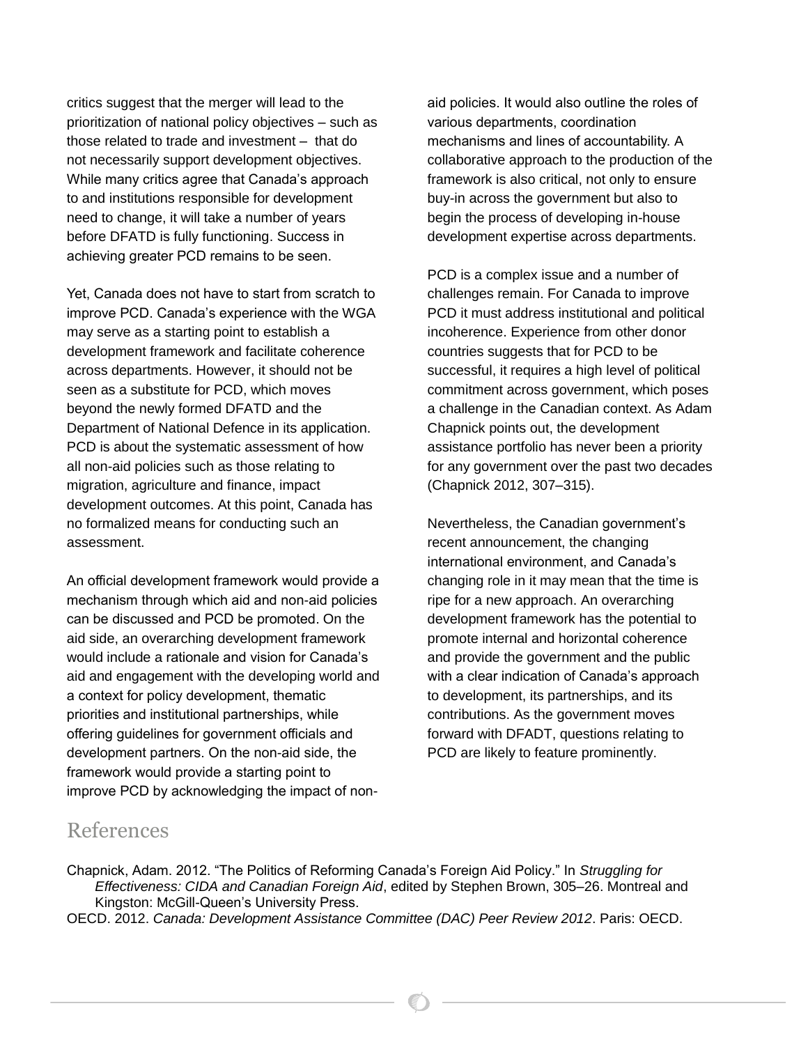critics suggest that the merger will lead to the prioritization of national policy objectives – such as those related to trade and investment – that do not necessarily support development objectives. While many critics agree that Canada's approach to and institutions responsible for development need to change, it will take a number of years before DFATD is fully functioning. Success in achieving greater PCD remains to be seen.

Yet, Canada does not have to start from scratch to improve PCD. Canada's experience with the WGA may serve as a starting point to establish a development framework and facilitate coherence across departments. However, it should not be seen as a substitute for PCD, which moves beyond the newly formed DFATD and the Department of National Defence in its application. PCD is about the systematic assessment of how all non-aid policies such as those relating to migration, agriculture and finance, impact development outcomes. At this point, Canada has no formalized means for conducting such an assessment.

An official development framework would provide a mechanism through which aid and non-aid policies can be discussed and PCD be promoted. On the aid side, an overarching development framework would include a rationale and vision for Canada's aid and engagement with the developing world and a context for policy development, thematic priorities and institutional partnerships, while offering guidelines for government officials and development partners. On the non-aid side, the framework would provide a starting point to improve PCD by acknowledging the impact of non-aid policies. It would also outline the roles of various departments, coordination mechanisms and lines of accountability. A collaborative approach to the production of the framework is also critical, not only to ensure buy-in across the government but also to begin the process of developing in-house development expertise across departments.

PCD is a complex issue and a number of challenges remain. For Canada to improve PCD it must address institutional and political incoherence. Experience from other donor countries suggests that for PCD to be successful, it requires a high level of political commitment across government, which poses a challenge in the Canadian context. As Adam Chapnick points out, the development assistance portfolio has never been a priority for any government over the past two decades (Chapnick 2012, 307–315).

Nevertheless, the Canadian government's recent announcement, the changing international environment, and Canada's changing role in it may mean that the time is ripe for a new approach. An overarching development framework has the potential to promote internal and horizontal coherence and provide the government and the public with a clear indication of Canada's approach to development, its partnerships, and its contributions. As the government moves forward with DFADT, questions relating to PCD are likely to feature prominently.

## References

Chapnick, Adam. 2012. "The Politics of Reforming Canada's Foreign Aid Policy." In *Struggling for Effectiveness: CIDA and Canadian Foreign Aid*, edited by Stephen Brown, 305–26. Montreal and Kingston: McGill-Queen's University Press.

OECD. 2012. *Canada: Development Assistance Committee (DAC) Peer Review 2012*. Paris: OECD.